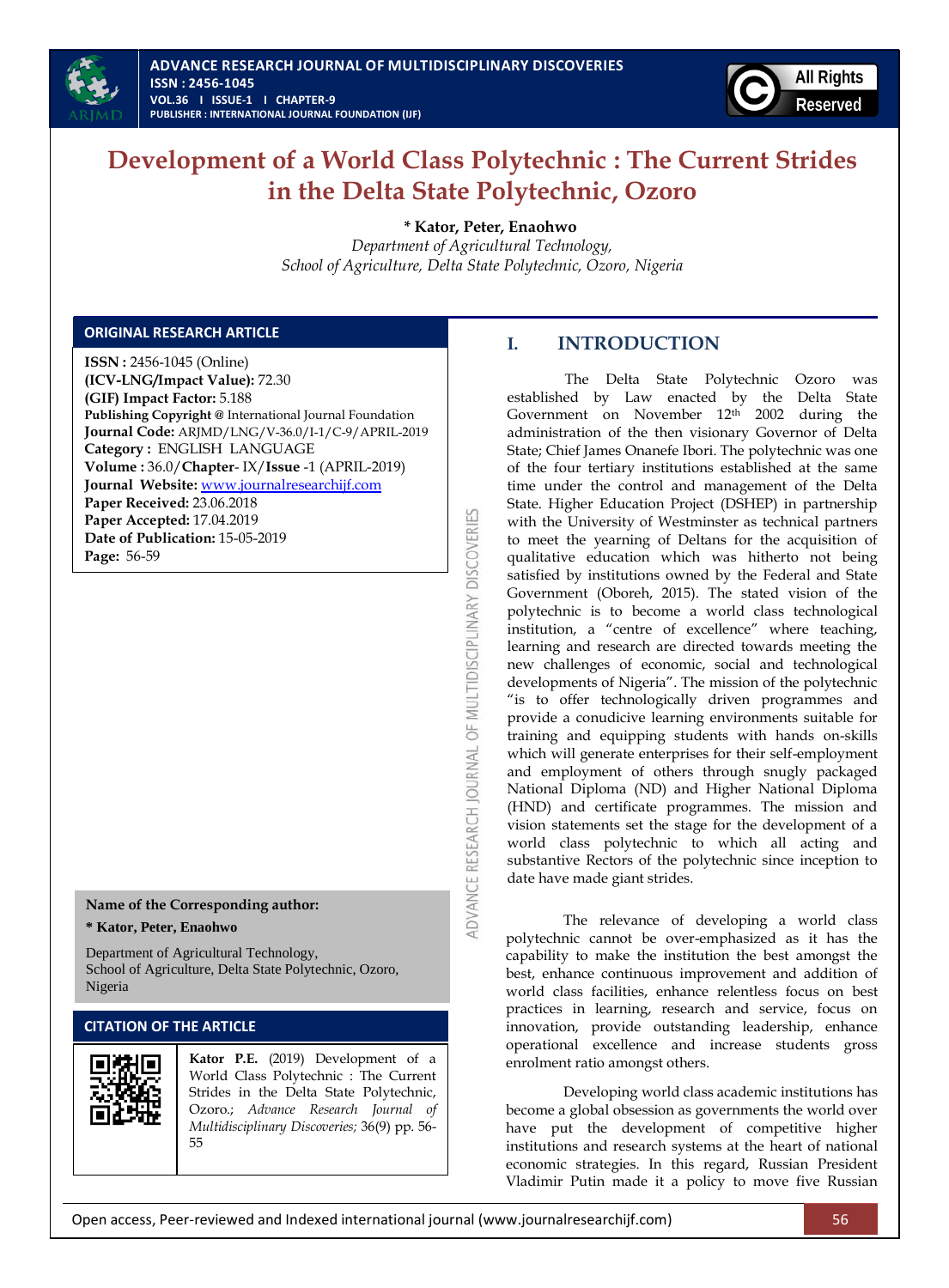# Development of a World Class Polytechnic : The Current Strides in the Delta State Polytechnic, Ozoro

**\* Kator, Peter, Enaohwo**

*Department of Agricultural Technology,*
*School of Agriculture, Delta State Polytechnic, Ozoro, Nigeria*

## ORIGINAL RESEARCH ARTICLE

**ISSN :** 2456-1045 (Online)
**(ICV-LNG/Impact Value):** 72.30
**(GIF) Impact Factor:** 5.188
**Publishing Copyright @** International Journal Foundation
**Journal Code:** ARJMD/LNG/V-36.0/I-1/C-9/APRIL-2019
**Category :** ENGLISH LANGUAGE
**Volume :** 36.0/**Chapter**- IX/**Issue** -1 (APRIL-2019)
**Journal Website:** www.journalresearchijf.com
**Paper Received:** 23.06.2018
**Paper Accepted:** 17.04.2019
**Date of Publication:** 15-05-2019
**Page:** 56-59

**Name of the Corresponding author:**

**\* Kator, Peter, Enaohwo**

Department of Agricultural Technology,
School of Agriculture, Delta State Polytechnic, Ozoro, Nigeria

## CITATION OF THE ARTICLE

**Kator P.E.** (2019) Development of a World Class Polytechnic : The Current Strides in the Delta State Polytechnic, Ozoro.; *Advance Research Journal of Multidisciplinary Discoveries;* 36(9) pp. 56-55

## I. INTRODUCTION

The Delta State Polytechnic Ozoro was established by Law enacted by the Delta State Government on November 12th 2002 during the administration of the then visionary Governor of Delta State; Chief James Onanefe Ibori. The polytechnic was one of the four tertiary institutions established at the same time under the control and management of the Delta State. Higher Education Project (DSHEP) in partnership with the University of Westminster as technical partners to meet the yearning of Deltans for the acquisition of qualitative education which was hitherto not being satisfied by institutions owned by the Federal and State Government (Oboreh, 2015). The stated vision of the polytechnic is to become a world class technological institution, a "centre of excellence" where teaching, learning and research are directed towards meeting the new challenges of economic, social and technological developments of Nigeria". The mission of the polytechnic "is to offer technologically driven programmes and provide a conudicive learning environments suitable for training and equipping students with hands on-skills which will generate enterprises for their self-employment and employment of others through snugly packaged National Diploma (ND) and Higher National Diploma (HND) and certificate programmes. The mission and vision statements set the stage for the development of a world class polytechnic to which all acting and substantive Rectors of the polytechnic since inception to date have made giant strides.

The relevance of developing a world class polytechnic cannot be over-emphasized as it has the capability to make the institution the best amongst the best, enhance continuous improvement and addition of world class facilities, enhance relentless focus on best practices in learning, research and service, focus on innovation, provide outstanding leadership, enhance operational excellence and increase students gross enrolment ratio amongst others.

Developing world class academic institutions has become a global obsession as governments the world over have put the development of competitive higher institutions and research systems at the heart of national economic strategies. In this regard, Russian President Vladimir Putin made it a policy to move five Russian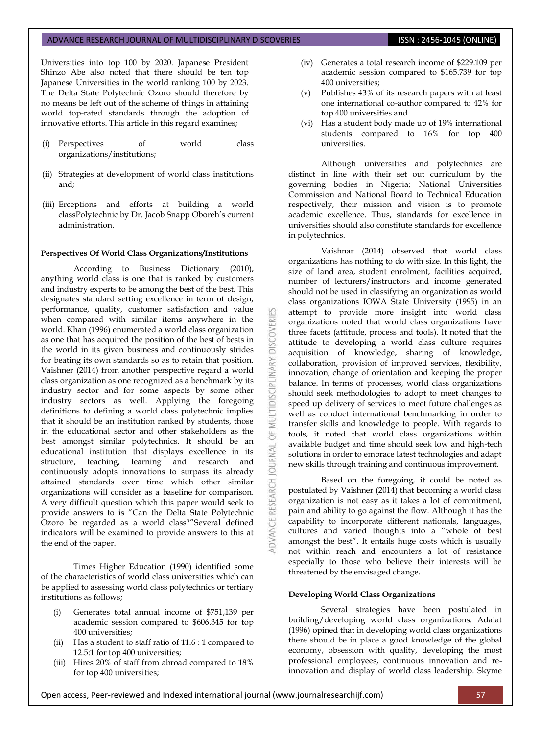Universities into top 100 by 2020. Japanese President Shinzo Abe also noted that there should be ten top Japanese Universities in the world ranking 100 by 2023. The Delta State Polytechnic Ozoro should therefore by no means be left out of the scheme of things in attaining world top-rated standards through the adoption of innovative efforts. This article in this regard examines;

(i) Perspectives of world class organizations/institutions;

(ii) Strategies at development of world class institutions and;

(iii) Erceptions and efforts at building a world classPolytechnic by Dr. Jacob Snapp Oboreh's current administration.

**Perspectives Of World Class Organizations/Institutions**

According to Business Dictionary (2010), anything world class is one that is ranked by customers and industry experts to be among the best of the best. This designates standard setting excellence in term of design, performance, quality, customer satisfaction and value when compared with similar items anywhere in the world. Khan (1996) enumerated a world class organization as one that has acquired the position of the best of bests in the world in its given business and continuously strides for beating its own standards so as to retain that position. Vaishner (2014) from another perspective regard a world class organization as one recognized as a benchmark by its industry sector and for some aspects by some other industry sectors as well. Applying the foregoing definitions to defining a world class polytechnic implies that it should be an institution ranked by students, those in the educational sector and other stakeholders as the best amongst similar polytechnics. It should be an educational institution that displays excellence in its structure, teaching, learning and research and continuously adopts innovations to surpass its already attained standards over time which other similar organizations will consider as a baseline for comparison. A very difficult question which this paper would seek to provide answers to is "Can the Delta State Polytechnic Ozoro be regarded as a world class?"Several defined indicators will be examined to provide answers to this at the end of the paper.

Times Higher Education (1990) identified some of the characteristics of world class universities which can be applied to assessing world class polytechnics or tertiary institutions as follows;

(i) Generates total annual income of $751,139 per academic session compared to $606.345 for top 400 universities;
(ii) Has a student to staff ratio of 11.6 : 1 compared to 12.5:1 for top 400 universities;
(iii) Hires 20% of staff from abroad compared to 18% for top 400 universities;
(iv) Generates a total research income of $229.109 per academic session compared to $165.739 for top 400 universities;
(v) Publishes 43% of its research papers with at least one international co-author compared to 42% for top 400 universities and
(vi) Has a student body made up of 19% international students compared to 16% for top 400 universities.

Although universities and polytechnics are distinct in line with their set out curriculum by the governing bodies in Nigeria; National Universities Commission and National Board to Technical Education respectively, their mission and vision is to promote academic excellence. Thus, standards for excellence in universities should also constitute standards for excellence in polytechnics.

Vaishnar (2014) observed that world class organizations has nothing to do with size. In this light, the size of land area, student enrolment, facilities acquired, number of lecturers/instructors and income generated should not be used in classifying an organization as world class organizations IOWA State University (1995) in an attempt to provide more insight into world class organizations noted that world class organizations have three facets (attitude, process and tools). It noted that the attitude to developing a world class culture requires acquisition of knowledge, sharing of knowledge, collaboration, provision of improved services, flexibility, innovation, change of orientation and keeping the proper balance. In terms of processes, world class organizations should seek methodologies to adopt to meet changes to speed up delivery of services to meet future challenges as well as conduct international benchmarking in order to transfer skills and knowledge to people. With regards to tools, it noted that world class organizations within available budget and time should seek low and high-tech solutions in order to embrace latest technologies and adapt new skills through training and continuous improvement.

Based on the foregoing, it could be noted as postulated by Vaishnar (2014) that becoming a world class organization is not easy as it takes a lot of commitment, pain and ability to go against the flow. Although it has the capability to incorporate different nationals, languages, cultures and varied thoughts into a "whole of best amongst the best". It entails huge costs which is usually not within reach and encounters a lot of resistance especially to those who believe their interests will be threatened by the envisaged change.

**Developing World Class Organizations**

Several strategies have been postulated in building/developing world class organizations. Adalat (1996) opined that in developing world class organizations there should be in place a good knowledge of the global economy, obsession with quality, developing the most professional employees, continuous innovation and re-innovation and display of world class leadership. Skyme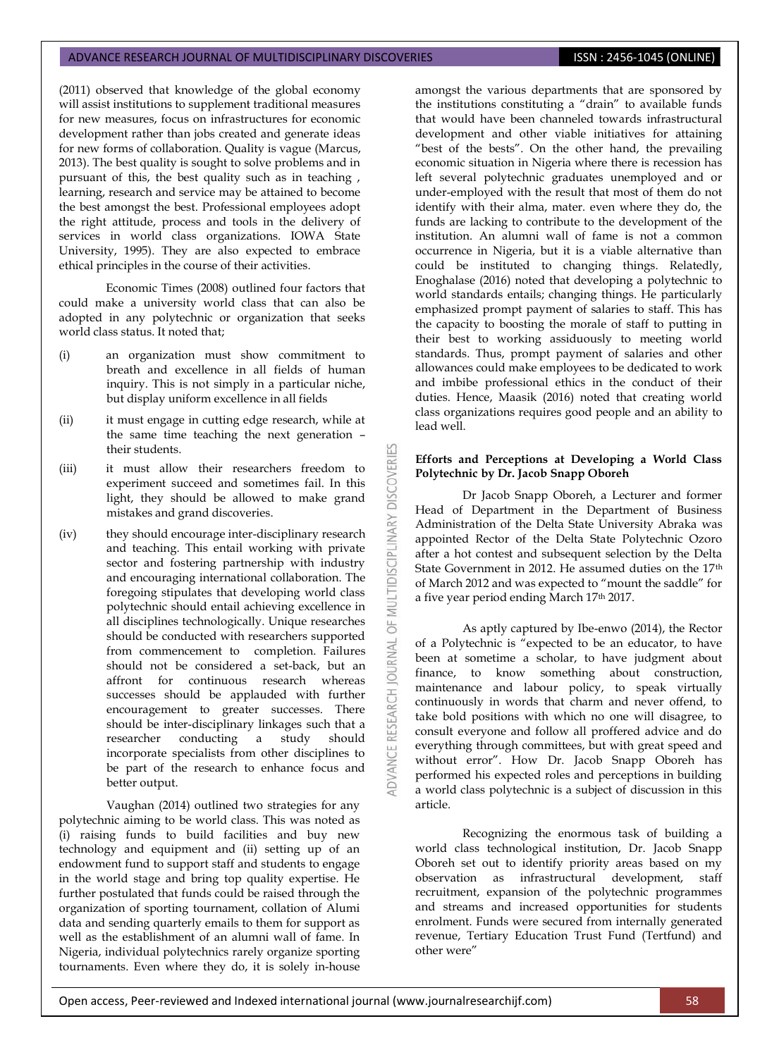(2011) observed that knowledge of the global economy will assist institutions to supplement traditional measures for new measures, focus on infrastructures for economic development rather than jobs created and generate ideas for new forms of collaboration. Quality is vague (Marcus, 2013). The best quality is sought to solve problems and in pursuant of this, the best quality such as in teaching , learning, research and service may be attained to become the best amongst the best. Professional employees adopt the right attitude, process and tools in the delivery of services in world class organizations. IOWA State University, 1995). They are also expected to embrace ethical principles in the course of their activities.

Economic Times (2008) outlined four factors that could make a university world class that can also be adopted in any polytechnic or organization that seeks world class status. It noted that;

(i) an organization must show commitment to breath and excellence in all fields of human inquiry. This is not simply in a particular niche, but display uniform excellence in all fields

(ii) it must engage in cutting edge research, while at the same time teaching the next generation – their students.

(iii) it must allow their researchers freedom to experiment succeed and sometimes fail. In this light, they should be allowed to make grand mistakes and grand discoveries.

(iv) they should encourage inter-disciplinary research and teaching. This entail working with private sector and fostering partnership with industry and encouraging international collaboration. The foregoing stipulates that developing world class polytechnic should entail achieving excellence in all disciplines technologically. Unique researches should be conducted with researchers supported from commencement to completion. Failures should not be considered a set-back, but an affront for continuous research whereas successes should be applauded with further encouragement to greater successes. There should be inter-disciplinary linkages such that a researcher conducting a study should incorporate specialists from other disciplines to be part of the research to enhance focus and better output.

Vaughan (2014) outlined two strategies for any polytechnic aiming to be world class. This was noted as (i) raising funds to build facilities and buy new technology and equipment and (ii) setting up of an endowment fund to support staff and students to engage in the world stage and bring top quality expertise. He further postulated that funds could be raised through the organization of sporting tournament, collation of Alumi data and sending quarterly emails to them for support as well as the establishment of an alumni wall of fame. In Nigeria, individual polytechnics rarely organize sporting tournaments. Even where they do, it is solely in-house amongst the various departments that are sponsored by the institutions constituting a "drain" to available funds that would have been channeled towards infrastructural development and other viable initiatives for attaining "best of the bests". On the other hand, the prevailing economic situation in Nigeria where there is recession has left several polytechnic graduates unemployed and or under-employed with the result that most of them do not identify with their alma, mater. even where they do, the funds are lacking to contribute to the development of the institution. An alumni wall of fame is not a common occurrence in Nigeria, but it is a viable alternative than could be instituted to changing things. Relatedly, Enoghalase (2016) noted that developing a polytechnic to world standards entails; changing things. He particularly emphasized prompt payment of salaries to staff. This has the capacity to boosting the morale of staff to putting in their best to working assiduously to meeting world standards. Thus, prompt payment of salaries and other allowances could make employees to be dedicated to work and imbibe professional ethics in the conduct of their duties. Hence, Maasik (2016) noted that creating world class organizations requires good people and an ability to lead well.

**Efforts and Perceptions at Developing a World Class Polytechnic by Dr. Jacob Snapp Oboreh**

Dr Jacob Snapp Oboreh, a Lecturer and former Head of Department in the Department of Business Administration of the Delta State University Abraka was appointed Rector of the Delta State Polytechnic Ozoro after a hot contest and subsequent selection by the Delta State Government in 2012. He assumed duties on the 17th of March 2012 and was expected to "mount the saddle" for a five year period ending March 17th 2017.

As aptly captured by Ibe-enwo (2014), the Rector of a Polytechnic is "expected to be an educator, to have been at sometime a scholar, to have judgment about finance, to know something about construction, maintenance and labour policy, to speak virtually continuously in words that charm and never offend, to take bold positions with which no one will disagree, to consult everyone and follow all proffered advice and do everything through committees, but with great speed and without error". How Dr. Jacob Snapp Oboreh has performed his expected roles and perceptions in building a world class polytechnic is a subject of discussion in this article.

Recognizing the enormous task of building a world class technological institution, Dr. Jacob Snapp Oboreh set out to identify priority areas based on my observation as infrastructural development, staff recruitment, expansion of the polytechnic programmes and streams and increased opportunities for students enrolment. Funds were secured from internally generated revenue, Tertiary Education Trust Fund (Tertfund) and other were"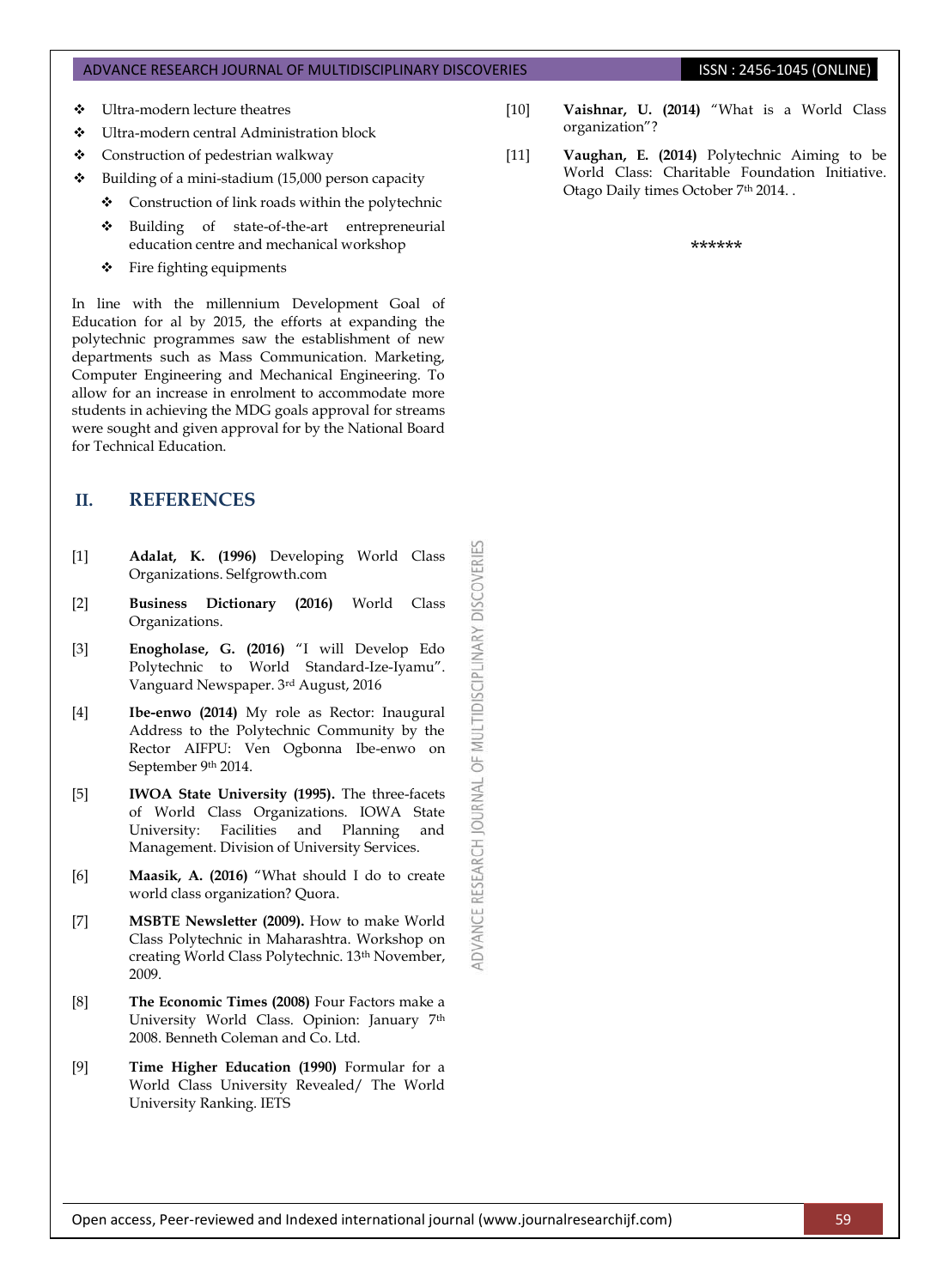- Ultra-modern lecture theatres
- Ultra-modern central Administration block
- Construction of pedestrian walkway
- Building of a mini-stadium (15,000 person capacity
  - Construction of link roads within the polytechnic
  - Building of state-of-the-art entrepreneurial education centre and mechanical workshop
  - Fire fighting equipments

In line with the millennium Development Goal of Education for al by 2015, the efforts at expanding the polytechnic programmes saw the establishment of new departments such as Mass Communication. Marketing, Computer Engineering and Mechanical Engineering. To allow for an increase in enrolment to accommodate more students in achieving the MDG goals approval for streams were sought and given approval for by the National Board for Technical Education.

## II. REFERENCES

[1] **Adalat, K. (1996)** Developing World Class Organizations. Selfgrowth.com

[2] **Business Dictionary (2016)** World Class Organizations.

[3] **Enogholase, G. (2016)** "I will Develop Edo Polytechnic to World Standard-Ize-Iyamu". Vanguard Newspaper. 3rd August, 2016

[4] **Ibe-enwo (2014)** My role as Rector: Inaugural Address to the Polytechnic Community by the Rector AIFPU: Ven Ogbonna Ibe-enwo on September 9th 2014.

[5] **IWOA State University (1995).** The three-facets of World Class Organizations. IOWA State University: Facilities and Planning and Management. Division of University Services.

[6] **Maasik, A. (2016)** "What should I do to create world class organization? Quora.

[7] **MSBTE Newsletter (2009).** How to make World Class Polytechnic in Maharashtra. Workshop on creating World Class Polytechnic. 13th November, 2009.

[8] **The Economic Times (2008)** Four Factors make a University World Class. Opinion: January 7th 2008. Benneth Coleman and Co. Ltd.

[9] **Time Higher Education (1990)** Formular for a World Class University Revealed/ The World University Ranking. IETS

[10] **Vaishnar, U. (2014)** "What is a World Class organization"?

[11] **Vaughan, E. (2014)** Polytechnic Aiming to be World Class: Charitable Foundation Initiative. Otago Daily times October 7th 2014. .

******